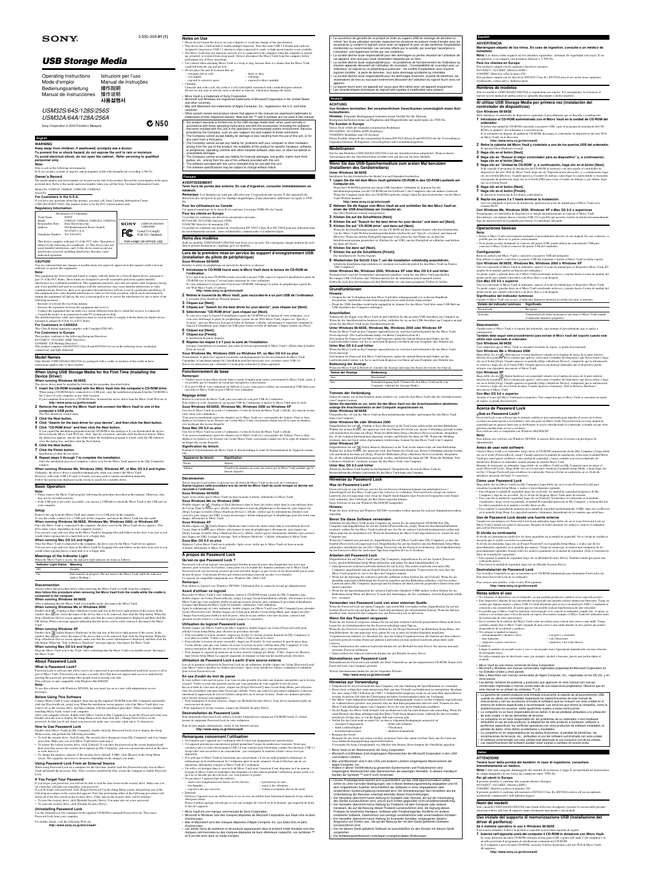SONY

2-550-309-**41** (1)

# USB Storage Media

Operating Instructions
Mode d'emploi
Bedienungsanleitung
Manual de instrucciones
Istruzioni per l'uso
Manual de instruções
操作說明
操作说明
사용설명서

*USM32S/64S/128S/256S*
*USM32A/64A/128A/256A*

Sony Corporation © 2003 Printed in Malaysia

## English

### WARNING

**Keep away from children. If swallowed, promptly see a doctor.**

**To prevent fire or shock hazard, do not expose the unit to rain or moisture.**

**To avoid electrical shock, do not open the cabinet. Refer servicing to qualified personnel only.**

### Owner's Record

### Regulatory Information:

Declaration of Conformity

### CAUTION:

### For Customers in CANADA

### For Customers in Europe

### Model Names

### When Using USB Storage Media for the First Time (Installing the Device Driver)

#### When running Windows 98/98SE

1. **Insert the CD-ROM included with the Micro Vault into the computer's CD-ROM drive.**
2. **Remove the cap from the Micro Vault and connect the Micro Vault to one of the computer's USB ports.**
3. **Click the Next button.**
4. **Click "Search for the best driver for your device", and then click the Next button.**
5. **Click "CD-ROM drive" and then click the Next button.**
6. **Click the Next button.**
7. **Click the Finish button.**
8. **Repeat steps 3 through 7 to complete the installation.**

#### When running Windows Me, Windows 2000, Windows XP, or Mac OS 9.0 and higher

### Basic Operation

#### Setup

#### When running Windows 98/98SE, Windows Me, Windows 2000, or Windows XP

#### When running Mac OS 9.0 and higher

#### Meanings of the Indicator Light

| Indicator Light Status | Meaning |
|---|---|
| Off | Standby |
| On | Data transfer in progress |

#### Disconnection

#### When running Windows 98/98SE

#### When running Windows Me or Windows 2000

#### When running Windows XP

#### When running Mac OS 9.0 and higher

### About Password Lock

#### What is Password Lock?

#### Before Using This Software

#### How to Use Password Lock

#### Using Password Lock From an External Source

#### If You Forget Your Password

#### Uninstalling Password Lock

For further details, visit the following Web site:
**http://www.sony.jp/microvault/**

### Notes on Use

## Français

### AVERTISSEMENT

### Pour les clients au Canada

### Pour les utilisateurs au Canada

### Noms des modèles

### Lors de la première mise en service du support d'enregistrement USB (installation du pilote de périphérique)

### Fonctionnement de base

### À propos de Password Lock

### Remarques concernant l'utilisation

## Deutsch

### ACHTUNG

### Modellnamen

### Wenn Sie das USB-Speichermedium zum ersten Mal benutzen (Installieren des Gerätetreibers)

### Grundfunktionen

### Hinweise zu Password Lock

### Hinweise zur Verwendung

## Español

### ADVERTENCIA

### Nombres de modelos

### Al utilizar USB Storage Media por primera vez (instalación del controlador de dispositivos)

### Operaciones básicas

### Acerca de Password Lock

### Notas sobre el uso

## Italiano

### ATTENZIONE

### Nomi dei modelli

### Uso iniziale del supporto di memorizzazione USB (installazione del driver di periferica)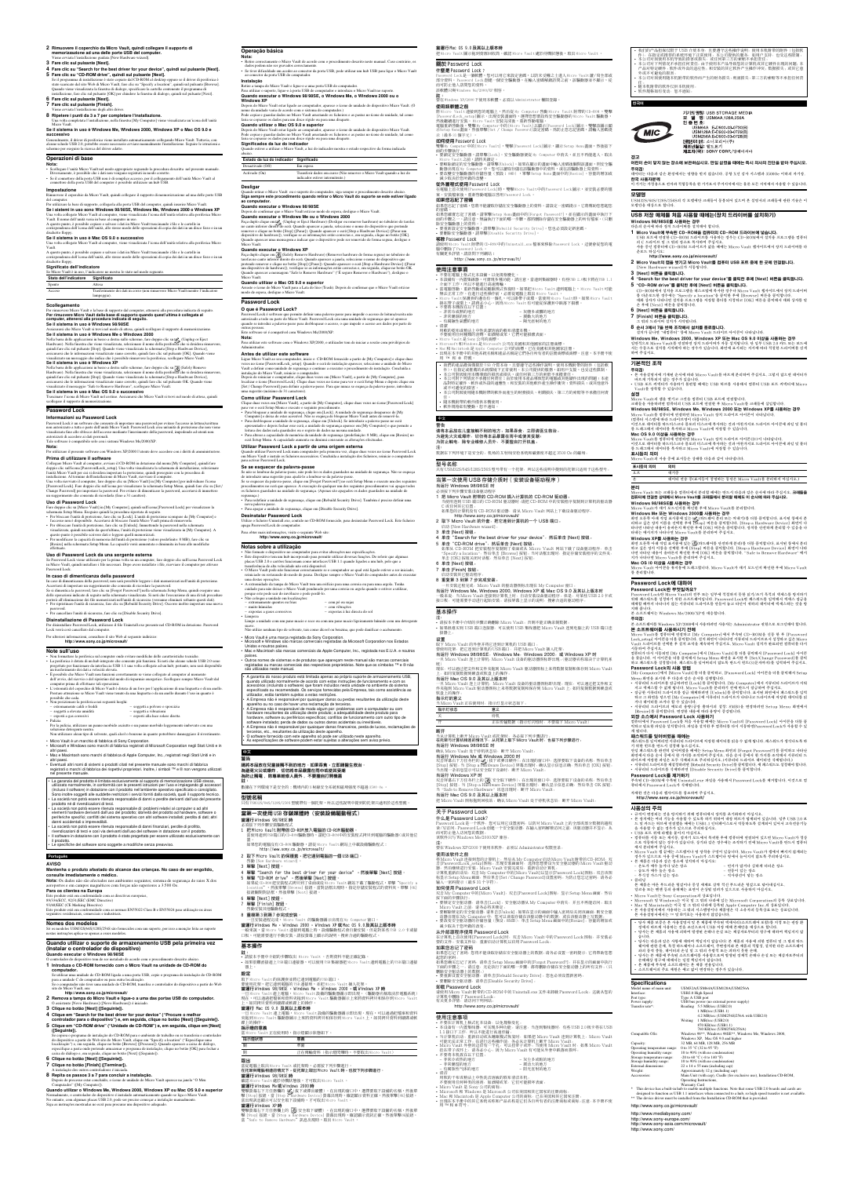**2 Rimuovere il coperchio da Micro Vault, quindi collegare il supporto di memorizzazione ad una delle porte USB del computer.**
Viene avviata l'installazione guidata [New Hardware wizard].

**3 Fare clic sul pulsante [Next].**

**4 Fare clic su "Search for the best driver for your device", quindi sul pulsante [Next].**

**5 Fare clic su "CD-ROM drive", quindi sul pulsante [Next].**

**6 Fare clic sul pulsante [Next].**

**7 Fare clic sul pulsante [Finish].**
Viene avviata l'installazione degli altri driver.

**8 Ripetere i punti da 3 a 7 per completare l'installazione.**
Una volta completata l'installazione, nella finestra [My Computer] viene visualizzata un'icona dell'unità Micro Vault.

**Se il sistema in uso è Windows Me, Windows 2000, Windows XP e Mac OS 9.0 e successivo**

## Operazioni di base

**Note:**
- Scollegare l'unità Micro Vault nel modo appropriato seguendo la procedura descritta nel presente manuale.
- Se il connettore della porta USB non è di semplice accesso, è possibile utilizzare un cavo USB.

### Impostazione

**Se il sistema in uso è Windows Me, Windows 2000, Windows XP**

**Se il sistema in uso è Windows 98/98SE, Windows Me, Windows 2000 o Windows XP**

**Se il sistema in uso è Mac OS 9.0 o successivo**

### Significato dell'indicatore

| Stato dell'indicatore | Significato |
|---|---|
| Spento | Attesa |
| Acceso | Trasferimento dei dati in corso |

### Scollegamento

**Se il sistema in uso è Windows 98/98SE**

**Se il sistema in uso è Windows Me, Windows 2000**

**Se il sistema in uso è Windows XP**

**Se il sistema in uso è Mac OS 9.0 o successivo**

## Password Lock

### Informazioni su Password Lock

### Prima di utilizzare il software

### Uso di Password Lock

### Uso di Password Lock da un sistema operativo

### In caso di dimenticanza della password

### Disinstallazione di Password Lock

Per ulteriori informazioni, consultare il sito Web al seguente indirizzo:
**http://www.sony.co.jp/microvault/**

## Note sull'uso

- Micro Vault è un marchio di fabbrica di Sony Corporation.
- Microsoft e Windows sono marchi di fabbrica registrati di Microsoft Corporation negli Stati Uniti e in altri paesi.
- Mac e Macintosh sono marchi di fabbrica di Apple Computer, Inc., registrati negli Stati Uniti e in altri paesi.

## Operação básica

**Nota:**

### Instalação

**Quando executar o Windows 98/98SE, o Windows Me, o Windows 2000 ou o Windows XP**

**Quando utilizar o Mac OS 9.0 ou superior**

### Significados da luz do indicador

| Estado da luz do indicador | Significado |
|---|---|
| Desactivado (Off) | Em espera |
| Activado (On) | Transferir dados em curso |

### Desligar

**Quando executar o Windows 98/98SE**

**Quando executar o Windows Me ou o Windows 2000**

**Quando executar o Windows XP**

**Quando utilizar o Mac OS 9.0 ou superior**

## Password Lock

### O que é Password Lock?

### Antes de utilizar este software

### Como utilizar Password Lock

### Utilizar Password Lock a partir de uma origem externa

### Se se esquecer da palavra-passe

### Desinstalar Password Lock

## Notas sobre a utilização

## Português

### AVISO

**Mantenha o produto afastado do alcance das crianças. No caso de ser engolido, consulte imediatamente o médico.**

**Nota:** Os dados não são afectados por ambientes seguintes: sistemas de segurança de raios X em aeroportos e em campos magnéticos com força não superior a 3 500 Gs.

### Para os clientes na Europa

### Nomes dos modelos

### Quando instalar o suporte de armazenamento USB pela primeira vez (Instalar o controlador do dispositivo)

**Quando executar o Windows 98/98SE**

**1 Introduza o CD-ROM fornecido com o Micro Vault na unidade de CD-ROM do computador.**
**http://www.sony.co.jp/microvault/**

**2 Remova a tampa do Micro Vault e ligue-o a uma das portas USB do computador.**
O assistente [New Hardware] ([Novo Hardware]) é iniciado.

**3 Clique no botão [Next] ([Seguinte]).**

**4 Clique em "Search for the best driver for your device" ("Procure o melhor controlador para o dispositivo") e, em seguida, clique no botão [Next] ([Seguinte]).**

**5 Clique em "CD-ROM drive" ("Unidade de CD-ROM") e, em seguida, clique em [Next] ([Seguinte]).**

**6 Clique no botão [Next] ([Seguinte]).**

**7 Clique no botão [Finish] ([Concluir]).**

**8 Repita os passos 3 e 7 para concluir a instalação.**

**Quando utilizar o Windows Me, Windows 2000, Windows XP ou Mac OS 9.0 e superior**

## 中文

### 警告

### 型號名稱

### 當第一次使用 USB 存儲介質（安裝設備驅動程序）

**在運行 Windows 98/98SE 時**

**1 將 Micro Vault 附帶的 CD-ROM 插入計算機的 CD-ROM 驅動器。**
**http://www.sony.co.jp/microvault/**

**2 取下 Micro Vault 的外蓋，然後將其連接到計算機的一個 USB 端口。**

**3 單擊 [Next] 按鈕。**

**4 單擊 "Search for the best driver for your device"，然後單擊 [Next] 按鈕。**

**5 單擊 "CD-ROM drive"，然後單擊 [Next] 按鈕。**

**6 單擊 [Next] 按鈕。**

**7 單擊 [Finish] 按鈕。**

**8 重複第 3 步到第 7 步完成安裝。**

### 基本操作

### 關於 Password Lock

### 使用注意事項

## 中文

### 警告

### 型號名稱

### 当第一次使用 USB 存储介质（安装设备驱动程序）

**在运行 Windows 98/98SE 时**

### 基本操作

### 关于 Password Lock

### 使用注意事项

## 한국어

### 경고

### 모델명

### USB 저장 매체를 처음 사용할 때에는 (장치 드라이버를 설치하기)

**Windows 98/98SE를 사용하는 경우**

**1 Micro Vault에 부속된 CD-ROM을 컴퓨터의 CD-ROM 드라이브에 넣습니다.**
**http://www.sony.co.jp/microvault/**

**2 Micro Vault의 캡을 벗기고 Micro Vault를 컴퓨터의 USB 포트 중에 한 곳에 연결합니다.**

**3 [Next] 버튼을 클릭합니다.**

**4 "Search for the best driver for your device"를 클릭한 후에 [Next] 버튼을 클릭합니다.**

**5 "CD-ROM drive"를 클릭한 후에 [Next] 버튼을 클릭합니다.**

**6 [Next] 버튼을 클릭합니다.**

**7 [Finish] 버튼을 클릭합니다.**

**8 순서 3에서 7을 반복 실시하여 설치를 종료합니다.**

### 기본적인 조작

### Password Lock에 대하여

### 사용상의 주의

## Specifications

| | |
|---|---|
| Model name of main unit | USM32A/USM64A/USM128A/USM256A |
| Interface | USB1.1/USB2.0 |
| Power supply | USB bus power (no external power supply) |
| Compatible OSs | Windows 98*[1], Windows 98SE*[1], Windows Me, Windows 2000, Windows XP, Mac OS 9.0 and higher |
| Operating temperature range | 0 to 35 °C (32 to 95 °F) |
| Operating humidity range | 10 to 90% (without condensation) |
| Storage temperature range | -20 to 60 °C (-4 to 140 °F) |
| Storage humidity range | 10 to 90% (without condensation) |
| External dimensions | 22 x 14 x 55 mm (excluding cap) |
| Accessories | Main Unit (with cap), Cradle, Installation CD-ROM, Operating Instructions, Warranty Card |

http://www.sony.co.jp/microvault/
http://www.mediabysony.com/
http://www.sony-europe.com/
http://www.sony-asia.com/microvault/
http://www.sony.net/